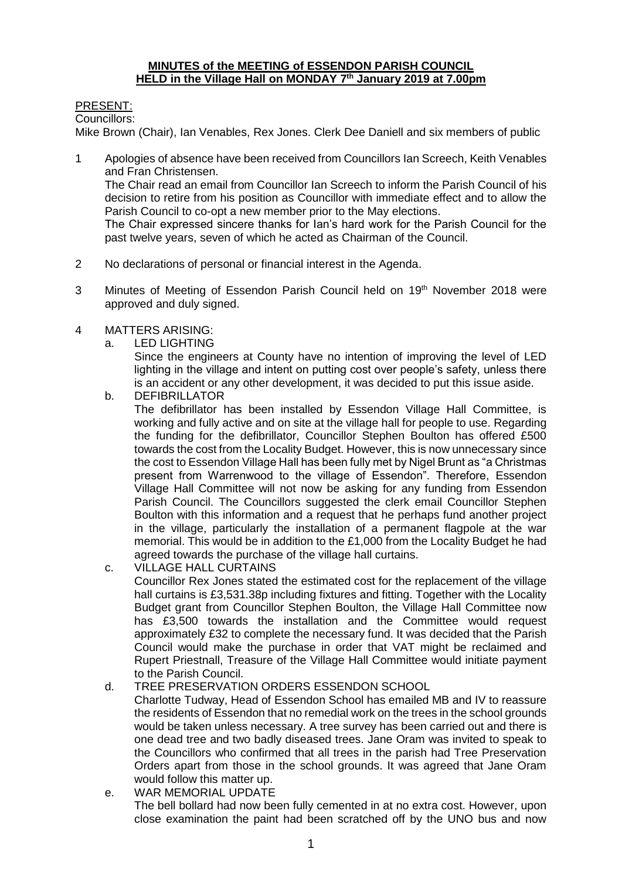**MINUTES of the MEETING of ESSENDON PARISH COUNCIL**
**HELD in the Village Hall on MONDAY 7th January 2019 at 7.00pm**

PRESENT:

Councillors:

Mike Brown (Chair), Ian Venables, Rex Jones. Clerk Dee Daniell and six members of public

1 Apologies of absence have been received from Councillors Ian Screech, Keith Venables and Fran Christensen.

   The Chair read an email from Councillor Ian Screech to inform the Parish Council of his decision to retire from his position as Councillor with immediate effect and to allow the Parish Council to co-opt a new member prior to the May elections.

   The Chair expressed sincere thanks for Ian's hard work for the Parish Council for the past twelve years, seven of which he acted as Chairman of the Council.

2 No declarations of personal or financial interest in the Agenda.

3 Minutes of Meeting of Essendon Parish Council held on 19th November 2018 were approved and duly signed.

4 MATTERS ARISING:

   a. LED LIGHTING

      Since the engineers at County have no intention of improving the level of LED lighting in the village and intent on putting cost over people's safety, unless there is an accident or any other development, it was decided to put this issue aside.

   b. DEFIBRILLATOR

      The defibrillator has been installed by Essendon Village Hall Committee, is working and fully active and on site at the village hall for people to use. Regarding the funding for the defibrillator, Councillor Stephen Boulton has offered £500 towards the cost from the Locality Budget. However, this is now unnecessary since the cost to Essendon Village Hall has been fully met by Nigel Brunt as "a Christmas present from Warrenwood to the village of Essendon". Therefore, Essendon Village Hall Committee will not now be asking for any funding from Essendon Parish Council. The Councillors suggested the clerk email Councillor Stephen Boulton with this information and a request that he perhaps fund another project in the village, particularly the installation of a permanent flagpole at the war memorial. This would be in addition to the £1,000 from the Locality Budget he had agreed towards the purchase of the village hall curtains.

   c. VILLAGE HALL CURTAINS

      Councillor Rex Jones stated the estimated cost for the replacement of the village hall curtains is £3,531.38p including fixtures and fitting. Together with the Locality Budget grant from Councillor Stephen Boulton, the Village Hall Committee now has £3,500 towards the installation and the Committee would request approximately £32 to complete the necessary fund. It was decided that the Parish Council would make the purchase in order that VAT might be reclaimed and Rupert Priestnall, Treasure of the Village Hall Committee would initiate payment to the Parish Council.

   d. TREE PRESERVATION ORDERS ESSENDON SCHOOL

      Charlotte Tudway, Head of Essendon School has emailed MB and IV to reassure the residents of Essendon that no remedial work on the trees in the school grounds would be taken unless necessary. A tree survey has been carried out and there is one dead tree and two badly diseased trees. Jane Oram was invited to speak to the Councillors who confirmed that all trees in the parish had Tree Preservation Orders apart from those in the school grounds. It was agreed that Jane Oram would follow this matter up.

   e. WAR MEMORIAL UPDATE

      The bell bollard had now been fully cemented in at no extra cost. However, upon close examination the paint had been scratched off by the UNO bus and now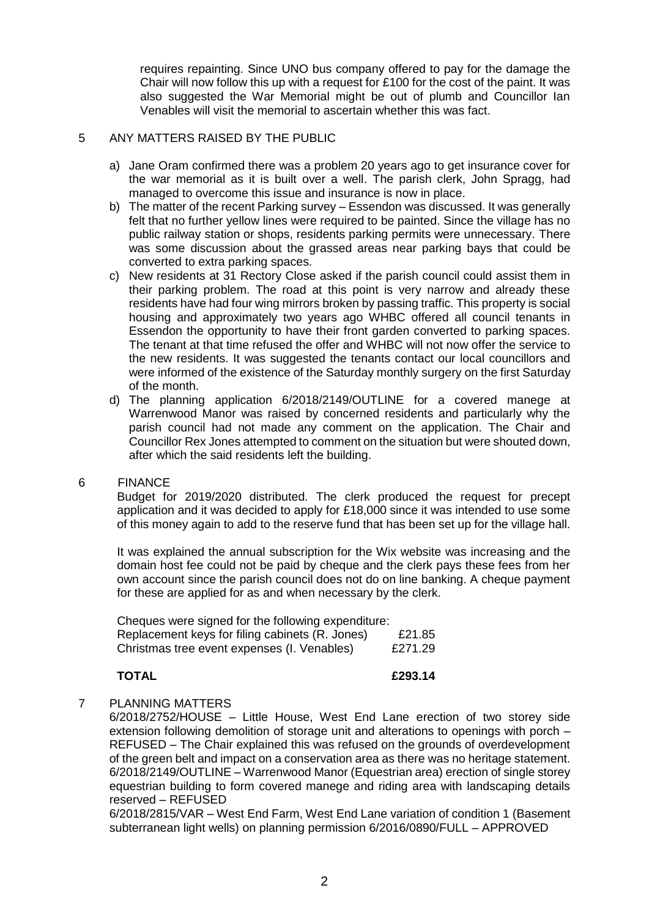requires repainting. Since UNO bus company offered to pay for the damage the Chair will now follow this up with a request for £100 for the cost of the paint. It was also suggested the War Memorial might be out of plumb and Councillor Ian Venables will visit the memorial to ascertain whether this was fact.

## 5 ANY MATTERS RAISED BY THE PUBLIC

a) Jane Oram confirmed there was a problem 20 years ago to get insurance cover for the war memorial as it is built over a well. The parish clerk, John Spragg, had managed to overcome this issue and insurance is now in place.

b) The matter of the recent Parking survey – Essendon was discussed. It was generally felt that no further yellow lines were required to be painted. Since the village has no public railway station or shops, residents parking permits were unnecessary. There was some discussion about the grassed areas near parking bays that could be converted to extra parking spaces.

c) New residents at 31 Rectory Close asked if the parish council could assist them in their parking problem. The road at this point is very narrow and already these residents have had four wing mirrors broken by passing traffic. This property is social housing and approximately two years ago WHBC offered all council tenants in Essendon the opportunity to have their front garden converted to parking spaces. The tenant at that time refused the offer and WHBC will not now offer the service to the new residents. It was suggested the tenants contact our local councillors and were informed of the existence of the Saturday monthly surgery on the first Saturday of the month.

d) The planning application 6/2018/2149/OUTLINE for a covered manege at Warrenwood Manor was raised by concerned residents and particularly why the parish council had not made any comment on the application. The Chair and Councillor Rex Jones attempted to comment on the situation but were shouted down, after which the said residents left the building.

## 6 FINANCE

Budget for 2019/2020 distributed. The clerk produced the request for precept application and it was decided to apply for £18,000 since it was intended to use some of this money again to add to the reserve fund that has been set up for the village hall.

It was explained the annual subscription for the Wix website was increasing and the domain host fee could not be paid by cheque and the clerk pays these fees from her own account since the parish council does not do on line banking. A cheque payment for these are applied for as and when necessary by the clerk.

Cheques were signed for the following expenditure:

| | |
|---|---|
| Replacement keys for filing cabinets (R. Jones) | £21.85 |
| Christmas tree event expenses (I. Venables) | £271.29 |
| **TOTAL** | **£293.14** |

## 7 PLANNING MATTERS

6/2018/2752/HOUSE – Little House, West End Lane erection of two storey side extension following demolition of storage unit and alterations to openings with porch – REFUSED – The Chair explained this was refused on the grounds of overdevelopment of the green belt and impact on a conservation area as there was no heritage statement.

6/2018/2149/OUTLINE – Warrenwood Manor (Equestrian area) erection of single storey equestrian building to form covered manege and riding area with landscaping details reserved – REFUSED

6/2018/2815/VAR – West End Farm, West End Lane variation of condition 1 (Basement subterranean light wells) on planning permission 6/2016/0890/FULL – APPROVED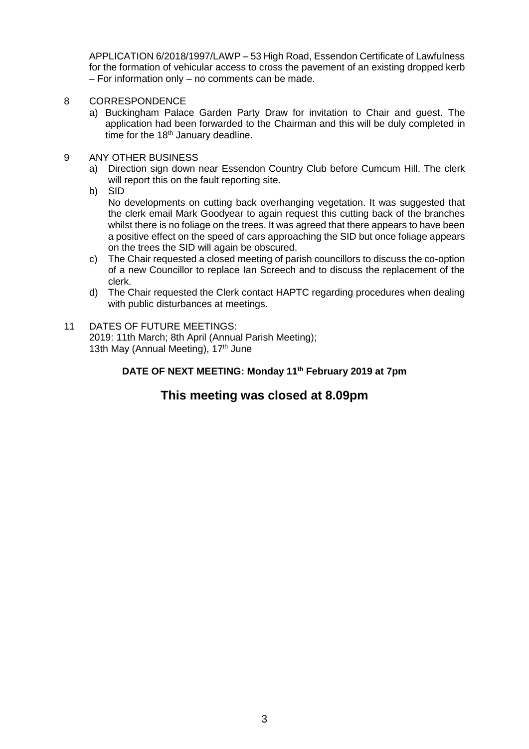APPLICATION 6/2018/1997/LAWP – 53 High Road, Essendon Certificate of Lawfulness for the formation of vehicular access to cross the pavement of an existing dropped kerb – For information only – no comments can be made.

8 CORRESPONDENCE

a) Buckingham Palace Garden Party Draw for invitation to Chair and guest. The application had been forwarded to the Chairman and this will be duly completed in time for the 18th January deadline.

9 ANY OTHER BUSINESS

a) Direction sign down near Essendon Country Club before Cumcum Hill. The clerk will report this on the fault reporting site.

b) SID
No developments on cutting back overhanging vegetation. It was suggested that the clerk email Mark Goodyear to again request this cutting back of the branches whilst there is no foliage on the trees. It was agreed that there appears to have been a positive effect on the speed of cars approaching the SID but once foliage appears on the trees the SID will again be obscured.

c) The Chair requested a closed meeting of parish councillors to discuss the co-option of a new Councillor to replace Ian Screech and to discuss the replacement of the clerk.

d) The Chair requested the Clerk contact HAPTC regarding procedures when dealing with public disturbances at meetings.

11 DATES OF FUTURE MEETINGS:
2019: 11th March; 8th April (Annual Parish Meeting);
13th May (Annual Meeting), 17th June

**DATE OF NEXT MEETING: Monday 11th February 2019 at 7pm**

## This meeting was closed at 8.09pm